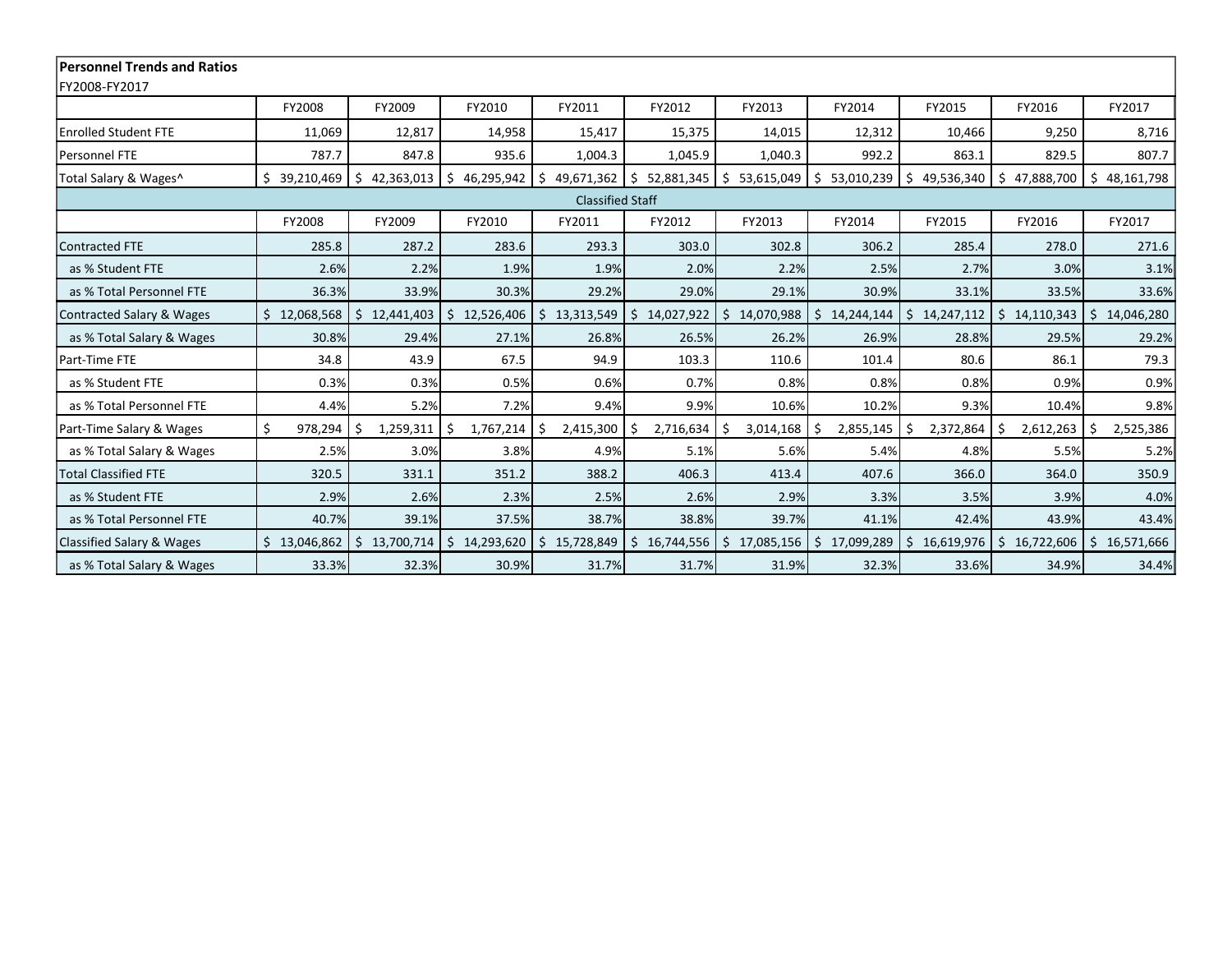**Personnel Trends and Ratios**

FY2008-FY2017

| | FY2008 | FY2009 | FY2010 | FY2011 | FY2012 | FY2013 | FY2014 | FY2015 | FY2016 | FY2017 |
|---|---|---|---|---|---|---|---|---|---|---|
| Enrolled Student FTE | 11,069 | 12,817 | 14,958 | 15,417 | 15,375 | 14,015 | 12,312 | 10,466 | 9,250 | 8,716 |
| Personnel FTE | 787.7 | 847.8 | 935.6 | 1,004.3 | 1,045.9 | 1,040.3 | 992.2 | 863.1 | 829.5 | 807.7 |
| Total Salary & Wages^ | $ 39,210,469 | $ 42,363,013 | $ 46,295,942 | $ 49,671,362 | $ 52,881,345 | $ 53,615,049 | $ 53,010,239 | $ 49,536,340 | $ 47,888,700 | $ 48,161,798 |
| **Classified Staff** | | | | | | | | | | |
| | FY2008 | FY2009 | FY2010 | FY2011 | FY2012 | FY2013 | FY2014 | FY2015 | FY2016 | FY2017 |
| Contracted FTE | 285.8 | 287.2 | 283.6 | 293.3 | 303.0 | 302.8 | 306.2 | 285.4 | 278.0 | 271.6 |
| as % Student FTE | 2.6% | 2.2% | 1.9% | 1.9% | 2.0% | 2.2% | 2.5% | 2.7% | 3.0% | 3.1% |
| as % Total Personnel FTE | 36.3% | 33.9% | 30.3% | 29.2% | 29.0% | 29.1% | 30.9% | 33.1% | 33.5% | 33.6% |
| Contracted Salary & Wages | $ 12,068,568 | $ 12,441,403 | $ 12,526,406 | $ 13,313,549 | $ 14,027,922 | $ 14,070,988 | $ 14,244,144 | $ 14,247,112 | $ 14,110,343 | $ 14,046,280 |
| as % Total Salary & Wages | 30.8% | 29.4% | 27.1% | 26.8% | 26.5% | 26.2% | 26.9% | 28.8% | 29.5% | 29.2% |
| Part-Time FTE | 34.8 | 43.9 | 67.5 | 94.9 | 103.3 | 110.6 | 101.4 | 80.6 | 86.1 | 79.3 |
| as % Student FTE | 0.3% | 0.3% | 0.5% | 0.6% | 0.7% | 0.8% | 0.8% | 0.8% | 0.9% | 0.9% |
| as % Total Personnel FTE | 4.4% | 5.2% | 7.2% | 9.4% | 9.9% | 10.6% | 10.2% | 9.3% | 10.4% | 9.8% |
| Part-Time Salary & Wages | $ 978,294 | $ 1,259,311 | $ 1,767,214 | $ 2,415,300 | $ 2,716,634 | $ 3,014,168 | $ 2,855,145 | $ 2,372,864 | $ 2,612,263 | $ 2,525,386 |
| as % Total Salary & Wages | 2.5% | 3.0% | 3.8% | 4.9% | 5.1% | 5.6% | 5.4% | 4.8% | 5.5% | 5.2% |
| Total Classified FTE | 320.5 | 331.1 | 351.2 | 388.2 | 406.3 | 413.4 | 407.6 | 366.0 | 364.0 | 350.9 |
| as % Student FTE | 2.9% | 2.6% | 2.3% | 2.5% | 2.6% | 2.9% | 3.3% | 3.5% | 3.9% | 4.0% |
| as % Total Personnel FTE | 40.7% | 39.1% | 37.5% | 38.7% | 38.8% | 39.7% | 41.1% | 42.4% | 43.9% | 43.4% |
| Classified Salary & Wages | $ 13,046,862 | $ 13,700,714 | $ 14,293,620 | $ 15,728,849 | $ 16,744,556 | $ 17,085,156 | $ 17,099,289 | $ 16,619,976 | $ 16,722,606 | $ 16,571,666 |
| as % Total Salary & Wages | 33.3% | 32.3% | 30.9% | 31.7% | 31.7% | 31.9% | 32.3% | 33.6% | 34.9% | 34.4% |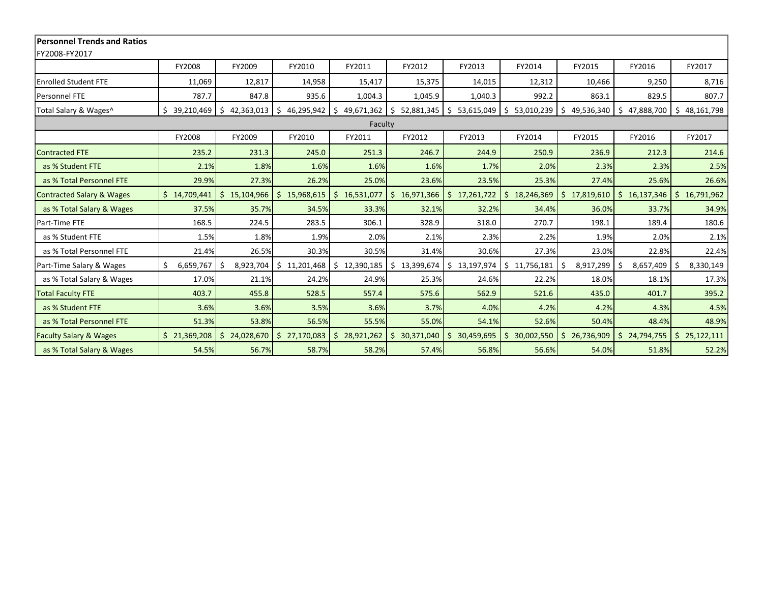**Personnel Trends and Ratios**

FY2008-FY2017

| | FY2008 | FY2009 | FY2010 | FY2011 | FY2012 | FY2013 | FY2014 | FY2015 | FY2016 | FY2017 |
|---|---|---|---|---|---|---|---|---|---|---|
| Enrolled Student FTE | 11,069 | 12,817 | 14,958 | 15,417 | 15,375 | 14,015 | 12,312 | 10,466 | 9,250 | 8,716 |
| Personnel FTE | 787.7 | 847.8 | 935.6 | 1,004.3 | 1,045.9 | 1,040.3 | 992.2 | 863.1 | 829.5 | 807.7 |
| Total Salary & Wages^ | $ 39,210,469 | $ 42,363,013 | $ 46,295,942 | $ 49,671,362 | $ 52,881,345 | $ 53,615,049 | $ 53,010,239 | $ 49,536,340 | $ 47,888,700 | $ 48,161,798 |
| Faculty | | | | | | | | | | |
| | FY2008 | FY2009 | FY2010 | FY2011 | FY2012 | FY2013 | FY2014 | FY2015 | FY2016 | FY2017 |
| Contracted FTE | 235.2 | 231.3 | 245.0 | 251.3 | 246.7 | 244.9 | 250.9 | 236.9 | 212.3 | 214.6 |
| as % Student FTE | 2.1% | 1.8% | 1.6% | 1.6% | 1.6% | 1.7% | 2.0% | 2.3% | 2.3% | 2.5% |
| as % Total Personnel FTE | 29.9% | 27.3% | 26.2% | 25.0% | 23.6% | 23.5% | 25.3% | 27.4% | 25.6% | 26.6% |
| Contracted Salary & Wages | $ 14,709,441 | $ 15,104,966 | $ 15,968,615 | $ 16,531,077 | $ 16,971,366 | $ 17,261,722 | $ 18,246,369 | $ 17,819,610 | $ 16,137,346 | $ 16,791,962 |
| as % Total Salary & Wages | 37.5% | 35.7% | 34.5% | 33.3% | 32.1% | 32.2% | 34.4% | 36.0% | 33.7% | 34.9% |
| Part-Time FTE | 168.5 | 224.5 | 283.5 | 306.1 | 328.9 | 318.0 | 270.7 | 198.1 | 189.4 | 180.6 |
| as % Student FTE | 1.5% | 1.8% | 1.9% | 2.0% | 2.1% | 2.3% | 2.2% | 1.9% | 2.0% | 2.1% |
| as % Total Personnel FTE | 21.4% | 26.5% | 30.3% | 30.5% | 31.4% | 30.6% | 27.3% | 23.0% | 22.8% | 22.4% |
| Part-Time Salary & Wages | $ 6,659,767 | $ 8,923,704 | $ 11,201,468 | $ 12,390,185 | $ 13,399,674 | $ 13,197,974 | $ 11,756,181 | $ 8,917,299 | $ 8,657,409 | $ 8,330,149 |
| as % Total Salary & Wages | 17.0% | 21.1% | 24.2% | 24.9% | 25.3% | 24.6% | 22.2% | 18.0% | 18.1% | 17.3% |
| Total Faculty FTE | 403.7 | 455.8 | 528.5 | 557.4 | 575.6 | 562.9 | 521.6 | 435.0 | 401.7 | 395.2 |
| as % Student FTE | 3.6% | 3.6% | 3.5% | 3.6% | 3.7% | 4.0% | 4.2% | 4.2% | 4.3% | 4.5% |
| as % Total Personnel FTE | 51.3% | 53.8% | 56.5% | 55.5% | 55.0% | 54.1% | 52.6% | 50.4% | 48.4% | 48.9% |
| Faculty Salary & Wages | $ 21,369,208 | $ 24,028,670 | $ 27,170,083 | $ 28,921,262 | $ 30,371,040 | $ 30,459,695 | $ 30,002,550 | $ 26,736,909 | $ 24,794,755 | $ 25,122,111 |
| as % Total Salary & Wages | 54.5% | 56.7% | 58.7% | 58.2% | 57.4% | 56.8% | 56.6% | 54.0% | 51.8% | 52.2% |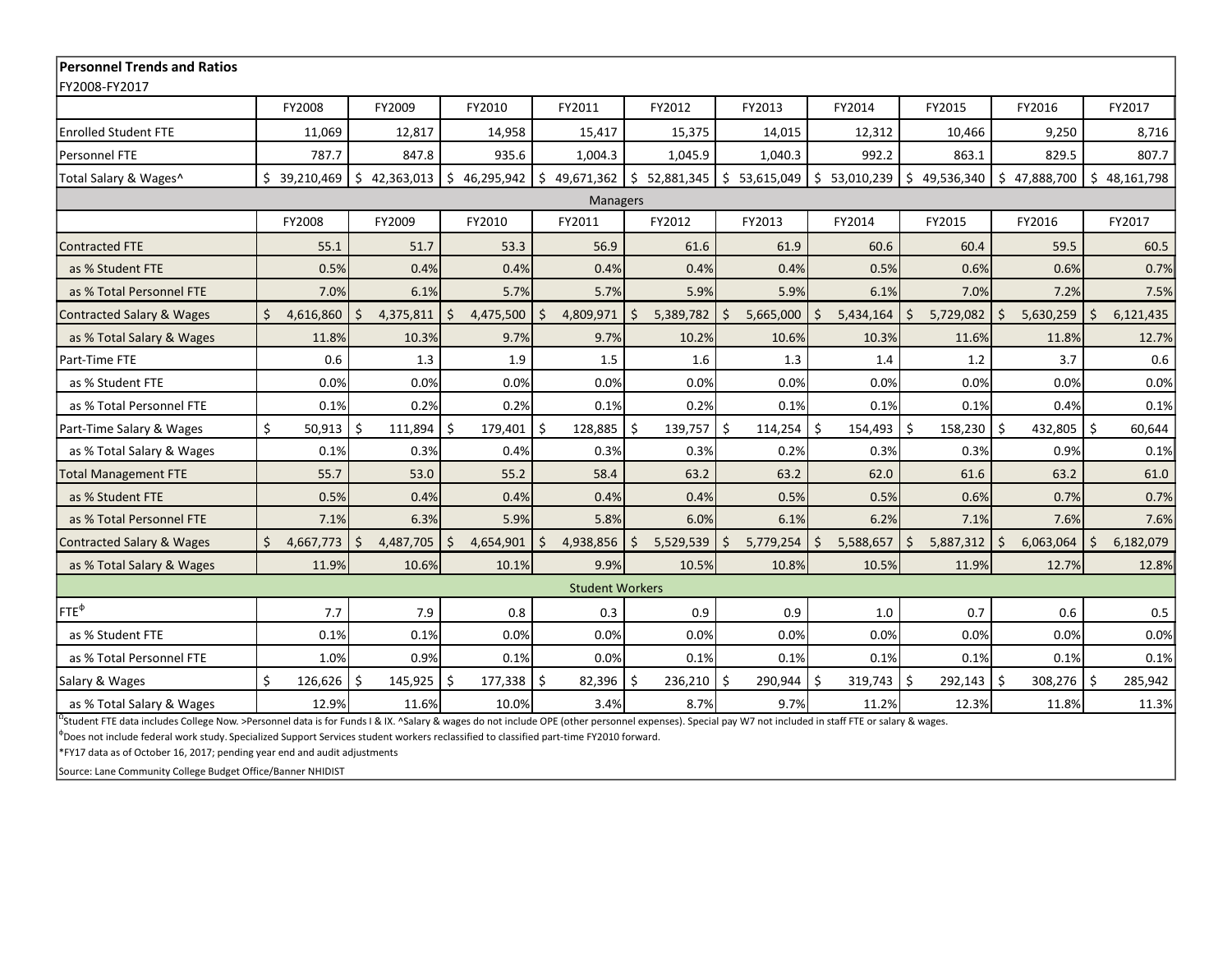**Personnel Trends and Ratios**

FY2008-FY2017

| | FY2008 | FY2009 | FY2010 | FY2011 | FY2012 | FY2013 | FY2014 | FY2015 | FY2016 | FY2017 |
|---|---|---|---|---|---|---|---|---|---|---|
| Enrolled Student FTE | 11,069 | 12,817 | 14,958 | 15,417 | 15,375 | 14,015 | 12,312 | 10,466 | 9,250 | 8,716 |
| Personnel FTE | 787.7 | 847.8 | 935.6 | 1,004.3 | 1,045.9 | 1,040.3 | 992.2 | 863.1 | 829.5 | 807.7 |
| Total Salary & Wages^ | $ 39,210,469 | $ 42,363,013 | $ 46,295,942 | $ 49,671,362 | $ 52,881,345 | $ 53,615,049 | $ 53,010,239 | $ 49,536,340 | $ 47,888,700 | $ 48,161,798 |
| **Managers** | | | | | | | | | | |
| | FY2008 | FY2009 | FY2010 | FY2011 | FY2012 | FY2013 | FY2014 | FY2015 | FY2016 | FY2017 |
| Contracted FTE | 55.1 | 51.7 | 53.3 | 56.9 | 61.6 | 61.9 | 60.6 | 60.4 | 59.5 | 60.5 |
| as % Student FTE | 0.5% | 0.4% | 0.4% | 0.4% | 0.4% | 0.4% | 0.5% | 0.6% | 0.6% | 0.7% |
| as % Total Personnel FTE | 7.0% | 6.1% | 5.7% | 5.7% | 5.9% | 5.9% | 6.1% | 7.0% | 7.2% | 7.5% |
| Contracted Salary & Wages | $ 4,616,860 | $ 4,375,811 | $ 4,475,500 | $ 4,809,971 | $ 5,389,782 | $ 5,665,000 | $ 5,434,164 | $ 5,729,082 | $ 5,630,259 | $ 6,121,435 |
| as % Total Salary & Wages | 11.8% | 10.3% | 9.7% | 9.7% | 10.2% | 10.6% | 10.3% | 11.6% | 11.8% | 12.7% |
| Part-Time FTE | 0.6 | 1.3 | 1.9 | 1.5 | 1.6 | 1.3 | 1.4 | 1.2 | 3.7 | 0.6 |
| as % Student FTE | 0.0% | 0.0% | 0.0% | 0.0% | 0.0% | 0.0% | 0.0% | 0.0% | 0.0% | 0.0% |
| as % Total Personnel FTE | 0.1% | 0.2% | 0.2% | 0.1% | 0.2% | 0.1% | 0.1% | 0.1% | 0.4% | 0.1% |
| Part-Time Salary & Wages | $ 50,913 | $ 111,894 | $ 179,401 | $ 128,885 | $ 139,757 | $ 114,254 | $ 154,493 | $ 158,230 | $ 432,805 | $ 60,644 |
| as % Total Salary & Wages | 0.1% | 0.3% | 0.4% | 0.3% | 0.3% | 0.2% | 0.3% | 0.3% | 0.9% | 0.1% |
| Total Management FTE | 55.7 | 53.0 | 55.2 | 58.4 | 63.2 | 63.2 | 62.0 | 61.6 | 63.2 | 61.0 |
| as % Student FTE | 0.5% | 0.4% | 0.4% | 0.4% | 0.4% | 0.5% | 0.5% | 0.6% | 0.7% | 0.7% |
| as % Total Personnel FTE | 7.1% | 6.3% | 5.9% | 5.8% | 6.0% | 6.1% | 6.2% | 7.1% | 7.6% | 7.6% |
| Contracted Salary & Wages | $ 4,667,773 | $ 4,487,705 | $ 4,654,901 | $ 4,938,856 | $ 5,529,539 | $ 5,779,254 | $ 5,588,657 | $ 5,887,312 | $ 6,063,064 | $ 6,182,079 |
| as % Total Salary & Wages | 11.9% | 10.6% | 10.1% | 9.9% | 10.5% | 10.8% | 10.5% | 11.9% | 12.7% | 12.8% |
| **Student Workers** | | | | | | | | | | |
| FTE[Φ] | 7.7 | 7.9 | 0.8 | 0.3 | 0.9 | 0.9 | 1.0 | 0.7 | 0.6 | 0.5 |
| as % Student FTE | 0.1% | 0.1% | 0.0% | 0.0% | 0.0% | 0.0% | 0.0% | 0.0% | 0.0% | 0.0% |
| as % Total Personnel FTE | 1.0% | 0.9% | 0.1% | 0.0% | 0.1% | 0.1% | 0.1% | 0.1% | 0.1% | 0.1% |
| Salary & Wages | $ 126,626 | $ 145,925 | $ 177,338 | $ 82,396 | $ 236,210 | $ 290,944 | $ 319,743 | $ 292,143 | $ 308,276 | $ 285,942 |
| as % Total Salary & Wages | 12.9% | 11.6% | 10.0% | 3.4% | 8.7% | 9.7% | 11.2% | 12.3% | 11.8% | 11.3% |

[Ω]Student FTE data includes College Now. >Personnel data is for Funds I & IX. ^Salary & wages do not include OPE (other personnel expenses). Special pay W7 not included in staff FTE or salary & wages.

[Φ]Does not include federal work study. Specialized Support Services student workers reclassified to classified part-time FY2010 forward.

*FY17 data as of October 16, 2017; pending year end and audit adjustments

Source: Lane Community College Budget Office/Banner NHIDIST